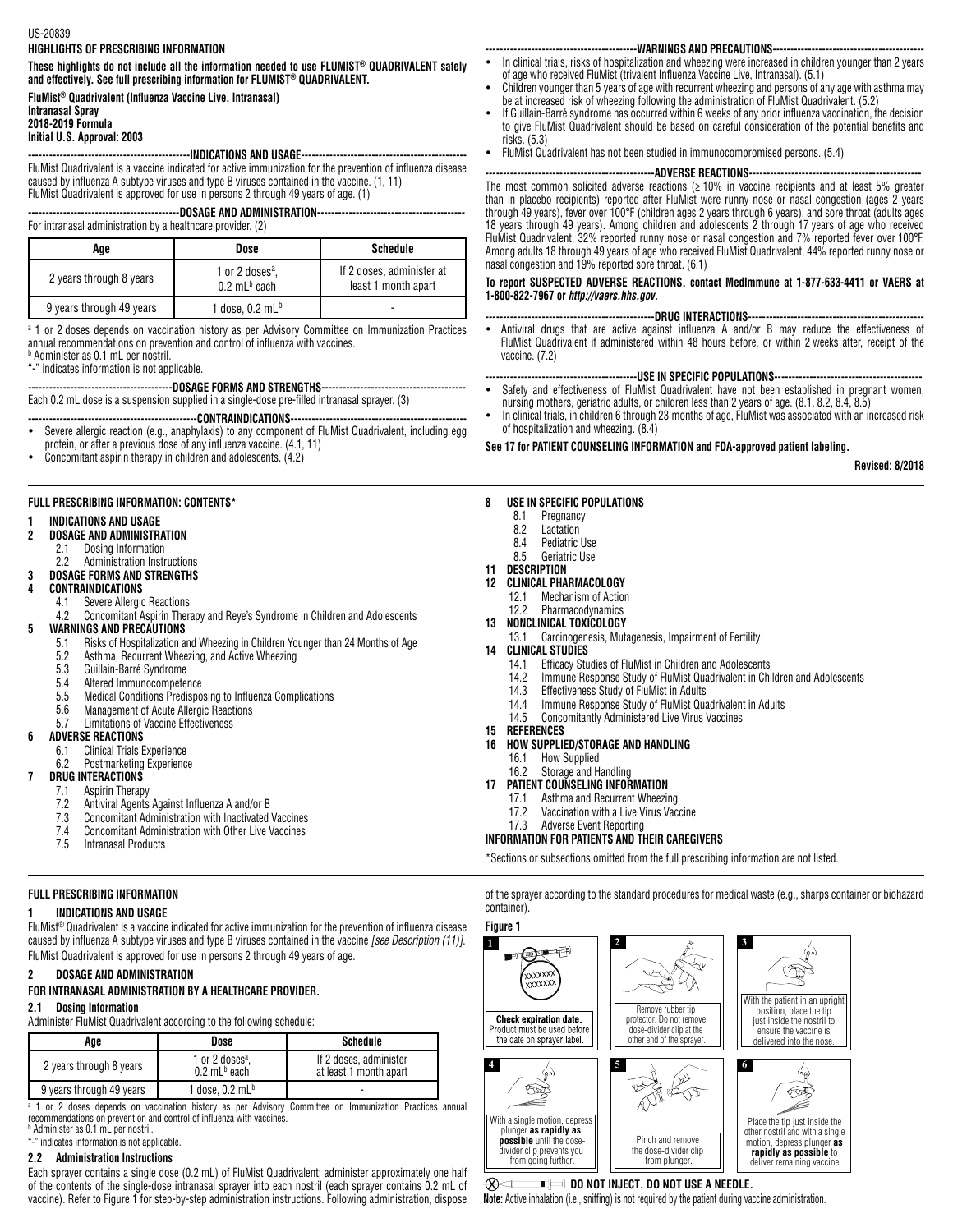US-20839

**HIGHLIGHTS OF PRESCRIBING INFORMATION**

**These highlights do not include all the information needed to use FLUMIST® QUADRIVALENT safely and effectively. See full prescribing information for FLUMIST® QUADRIVALENT.**

**FluMist® Quadrivalent (Influenza Vaccine Live, Intranasal)**
**Intranasal Spray**
**2018-2019 Formula**
**Initial U.S. Approval: 2003**

**----------------------------------INDICATIONS AND USAGE----------------------------------**

FluMist Quadrivalent is a vaccine indicated for active immunization for the prevention of influenza disease caused by influenza A subtype viruses and type B viruses contained in the vaccine. (1, 11)
FluMist Quadrivalent is approved for use in persons 2 through 49 years of age. (1)

**----------------------------------DOSAGE AND ADMINISTRATION----------------------------------**

For intranasal administration by a healthcare provider. (2)

| Age | Dose | Schedule |
|---|---|---|
| 2 years through 8 years | 1 or 2 doses[a], 0.2 mL[b] each | If 2 doses, administer at least 1 month apart |
| 9 years through 49 years | 1 dose, 0.2 mL[b] | - |

[a] 1 or 2 doses depends on vaccination history as per Advisory Committee on Immunization Practices annual recommendations on prevention and control of influenza with vaccines.
[b] Administer as 0.1 mL per nostril.
"-" indicates information is not applicable.

**----------------------------------DOSAGE FORMS AND STRENGTHS----------------------------------**

Each 0.2 mL dose is a suspension supplied in a single-dose pre-filled intranasal sprayer. (3)

**----------------------------------CONTRAINDICATIONS----------------------------------**

- Severe allergic reaction (e.g., anaphylaxis) to any component of FluMist Quadrivalent, including egg protein, or after a previous dose of any influenza vaccine. (4.1, 11)
- Concomitant aspirin therapy in children and adolescents. (4.2)

**----------------------------------WARNINGS AND PRECAUTIONS----------------------------------**

- In clinical trials, risks of hospitalization and wheezing were increased in children younger than 2 years of age who received FluMist (trivalent Influenza Vaccine Live, Intranasal). (5.1)
- Children younger than 5 years of age with recurrent wheezing and persons of any age with asthma may be at increased risk of wheezing following the administration of FluMist Quadrivalent. (5.2)
- If Guillain-Barré syndrome has occurred within 6 weeks of any prior influenza vaccination, the decision to give FluMist Quadrivalent should be based on careful consideration of the potential benefits and risks. (5.3)
- FluMist Quadrivalent has not been studied in immunocompromised persons. (5.4)

**----------------------------------ADVERSE REACTIONS----------------------------------**

The most common solicited adverse reactions (≥ 10% in vaccine recipients and at least 5% greater than in placebo recipients) reported after FluMist were runny nose or nasal congestion (ages 2 years through 49 years), fever over 100°F (children ages 2 years through 6 years), and sore throat (adults ages 18 years through 49 years). Among children and adolescents 2 through 17 years of age who received FluMist Quadrivalent, 32% reported runny nose or nasal congestion and 7% reported fever over 100°F. Among adults 18 through 49 years of age who received FluMist Quadrivalent, 44% reported runny nose or nasal congestion and 19% reported sore throat. (6.1)

**To report SUSPECTED ADVERSE REACTIONS, contact MedImmune at 1-877-633-4411 or VAERS at 1-800-822-7967 or *http://vaers.hhs.gov*.**

**----------------------------------DRUG INTERACTIONS----------------------------------**

- Antiviral drugs that are active against influenza A and/or B may reduce the effectiveness of FluMist Quadrivalent if administered within 48 hours before, or within 2 weeks after, receipt of the vaccine. (7.2)

**----------------------------------USE IN SPECIFIC POPULATIONS----------------------------------**

- Safety and effectiveness of FluMist Quadrivalent have not been established in pregnant women, nursing mothers, geriatric adults, or children less than 2 years of age. (8.1, 8.2, 8.4, 8.5)
- In clinical trials, in children 6 through 23 months of age, FluMist was associated with an increased risk of hospitalization and wheezing. (8.4)

**See 17 for PATIENT COUNSELING INFORMATION and FDA-approved patient labeling.**

**Revised: 8/2018**

---

**FULL PRESCRIBING INFORMATION: CONTENTS***

**1 INDICATIONS AND USAGE**
**2 DOSAGE AND ADMINISTRATION**
- 2.1 Dosing Information
- 2.2 Administration Instructions

**3 DOSAGE FORMS AND STRENGTHS**
**4 CONTRAINDICATIONS**
- 4.1 Severe Allergic Reactions
- 4.2 Concomitant Aspirin Therapy and Reye's Syndrome in Children and Adolescents

**5 WARNINGS AND PRECAUTIONS**
- 5.1 Risks of Hospitalization and Wheezing in Children Younger than 24 Months of Age
- 5.2 Asthma, Recurrent Wheezing, and Active Wheezing
- 5.3 Guillain-Barré Syndrome
- 5.4 Altered Immunocompetence
- 5.5 Medical Conditions Predisposing to Influenza Complications
- 5.6 Management of Acute Allergic Reactions
- 5.7 Limitations of Vaccine Effectiveness

**6 ADVERSE REACTIONS**
- 6.1 Clinical Trials Experience
- 6.2 Postmarketing Experience

**7 DRUG INTERACTIONS**
- 7.1 Aspirin Therapy
- 7.2 Antiviral Agents Against Influenza A and/or B
- 7.3 Concomitant Administration with Inactivated Vaccines
- 7.4 Concomitant Administration with Other Live Vaccines
- 7.5 Intranasal Products

**8 USE IN SPECIFIC POPULATIONS**
- 8.1 Pregnancy
- 8.2 Lactation
- 8.4 Pediatric Use
- 8.5 Geriatric Use

**11 DESCRIPTION**
**12 CLINICAL PHARMACOLOGY**
- 12.1 Mechanism of Action
- 12.2 Pharmacodynamics

**13 NONCLINICAL TOXICOLOGY**
- 13.1 Carcinogenesis, Mutagenesis, Impairment of Fertility

**14 CLINICAL STUDIES**
- 14.1 Efficacy Studies of FluMist in Children and Adolescents
- 14.2 Immune Response Study of FluMist Quadrivalent in Children and Adolescents
- 14.3 Effectiveness Study of FluMist in Adults
- 14.4 Immune Response Study of FluMist Quadrivalent in Adults
- 14.5 Concomitantly Administered Live Virus Vaccines

**15 REFERENCES**
**16 HOW SUPPLIED/STORAGE AND HANDLING**
- 16.1 How Supplied
- 16.2 Storage and Handling

**17 PATIENT COUNSELING INFORMATION**
- 17.1 Asthma and Recurrent Wheezing
- 17.2 Vaccination with a Live Virus Vaccine
- 17.3 Adverse Event Reporting

**INFORMATION FOR PATIENTS AND THEIR CAREGIVERS**

*Sections or subsections omitted from the full prescribing information are not listed.

---

**FULL PRESCRIBING INFORMATION**

## 1 INDICATIONS AND USAGE

FluMist® Quadrivalent is a vaccine indicated for active immunization for the prevention of influenza disease caused by influenza A subtype viruses and type B viruses contained in the vaccine *[see Description (11)]*.
FluMist Quadrivalent is approved for use in persons 2 through 49 years of age.

## 2 DOSAGE AND ADMINISTRATION

**FOR INTRANASAL ADMINISTRATION BY A HEALTHCARE PROVIDER.**

### 2.1 Dosing Information

Administer FluMist Quadrivalent according to the following schedule:

| Age | Dose | Schedule |
|---|---|---|
| 2 years through 8 years | 1 or 2 doses[a], 0.2 mL[b] each | If 2 doses, administer at least 1 month apart |
| 9 years through 49 years | 1 dose, 0.2 mL[b] | - |

[a] 1 or 2 doses depends on vaccination history as per Advisory Committee on Immunization Practices annual recommendations on prevention and control of influenza with vaccines.
[b] Administer as 0.1 mL per nostril.
"-" indicates information is not applicable.

### 2.2 Administration Instructions

Each sprayer contains a single dose (0.2 mL) of FluMist Quadrivalent; administer approximately one half of the contents of the single-dose intranasal sprayer into each nostril (each sprayer contains 0.2 mL of vaccine). Refer to Figure 1 for step-by-step administration instructions. Following administration, dispose of the sprayer according to the standard procedures for medical waste (e.g., sharps container or biohazard container).

**Figure 1**

1. **Check expiration date.** Product must be used before the date on sprayer label.
2. Remove rubber tip protector. Do not remove dose-divider clip at the other end of the sprayer.
3. With the patient in an upright position, place the tip just inside the nostril to ensure the vaccine is delivered into the nose.
4. With a single motion, depress plunger **as rapidly as possible** until the dose-divider clip prevents you from going further.
5. Pinch and remove the dose-divider clip from plunger.
6. Place the tip just inside the other nostril and with a single motion, depress plunger **as rapidly as possible** to deliver remaining vaccine.

**DO NOT INJECT. DO NOT USE A NEEDLE.**

**Note:** Active inhalation (i.e., sniffing) is not required by the patient during vaccine administration.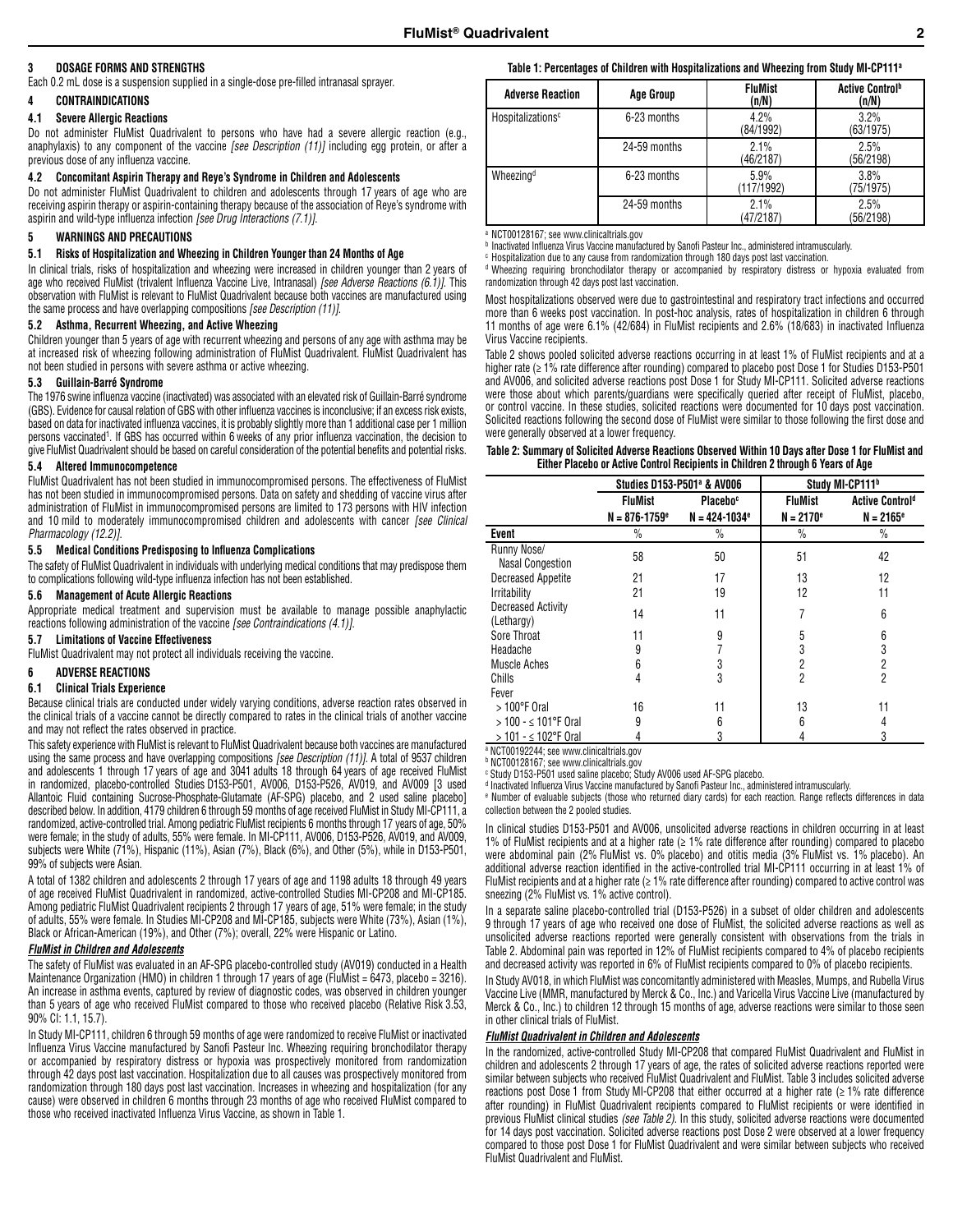## 3 DOSAGE FORMS AND STRENGTHS

Each 0.2 mL dose is a suspension supplied in a single-dose pre-filled intranasal sprayer.

## 4 CONTRAINDICATIONS

### 4.1 Severe Allergic Reactions

Do not administer FluMist Quadrivalent to persons who have had a severe allergic reaction (e.g., anaphylaxis) to any component of the vaccine *[see Description (11)]* including egg protein, or after a previous dose of any influenza vaccine.

### 4.2 Concomitant Aspirin Therapy and Reye's Syndrome in Children and Adolescents

Do not administer FluMist Quadrivalent to children and adolescents through 17 years of age who are receiving aspirin therapy or aspirin-containing therapy because of the association of Reye's syndrome with aspirin and wild-type influenza infection *[see Drug Interactions (7.1)]*.

## 5 WARNINGS AND PRECAUTIONS

### 5.1 Risks of Hospitalization and Wheezing in Children Younger than 24 Months of Age

In clinical trials, risks of hospitalization and wheezing were increased in children younger than 2 years of age who received FluMist (trivalent Influenza Vaccine Live, Intranasal) *[see Adverse Reactions (6.1)]*. This observation with FluMist is relevant to FluMist Quadrivalent because both vaccines are manufactured using the same process and have overlapping compositions *[see Description (11)]*.

### 5.2 Asthma, Recurrent Wheezing, and Active Wheezing

Children younger than 5 years of age with recurrent wheezing and persons of any age with asthma may be at increased risk of wheezing following administration of FluMist Quadrivalent. FluMist Quadrivalent has not been studied in persons with severe asthma or active wheezing.

### 5.3 Guillain-Barré Syndrome

The 1976 swine influenza vaccine (inactivated) was associated with an elevated risk of Guillain-Barré syndrome (GBS). Evidence for causal relation of GBS with other influenza vaccines is inconclusive; if an excess risk exists, based on data for inactivated influenza vaccines, it is probably slightly more than 1 additional case per 1 million persons vaccinated[1]. If GBS has occurred within 6 weeks of any prior influenza vaccination, the decision to give FluMist Quadrivalent should be based on careful consideration of the potential benefits and potential risks.

### 5.4 Altered Immunocompetence

FluMist Quadrivalent has not been studied in immunocompromised persons. The effectiveness of FluMist has not been studied in immunocompromised persons. Data on safety and shedding of vaccine virus after administration of FluMist in immunocompromised persons are limited to 173 persons with HIV infection and 10 mild to moderately immunocompromised children and adolescents with cancer *[see Clinical Pharmacology (12.2)]*.

### 5.5 Medical Conditions Predisposing to Influenza Complications

The safety of FluMist Quadrivalent in individuals with underlying medical conditions that may predispose them to complications following wild-type influenza infection has not been established.

### 5.6 Management of Acute Allergic Reactions

Appropriate medical treatment and supervision must be available to manage possible anaphylactic reactions following administration of the vaccine *[see Contraindications (4.1)]*.

### 5.7 Limitations of Vaccine Effectiveness

FluMist Quadrivalent may not protect all individuals receiving the vaccine.

## 6 ADVERSE REACTIONS

### 6.1 Clinical Trials Experience

Because clinical trials are conducted under widely varying conditions, adverse reaction rates observed in the clinical trials of a vaccine cannot be directly compared to rates in the clinical trials of another vaccine and may not reflect the rates observed in practice.

This safety experience with FluMist is relevant to FluMist Quadrivalent because both vaccines are manufactured using the same process and have overlapping compositions *[see Description (11)]*. A total of 9537 children and adolescents 1 through 17 years of age and 3041 adults 18 through 64 years of age received FluMist in randomized, placebo-controlled Studies D153-P501, AV006, D153-P526, AV019, and AV009 [3 used Allantoic Fluid containing Sucrose-Phosphate-Glutamate (AF-SPG) placebo, and 2 used saline placebo] described below. In addition, 4179 children 6 through 59 months of age received FluMist in Study MI-CP111, a randomized, active-controlled trial. Among pediatric FluMist recipients 6 months through 17 years of age, 50% were female; in the study of adults, 55% were female. In MI-CP111, AV006, D153-P526, AV019, and AV009, subjects were White (71%), Hispanic (11%), Asian (7%), Black (6%), and Other (5%), while in D153-P501, 99% of subjects were Asian.

A total of 1382 children and adolescents 2 through 17 years of age and 1198 adults 18 through 49 years of age received FluMist Quadrivalent in randomized, active-controlled Studies MI-CP208 and MI-CP185. Among pediatric FluMist Quadrivalent recipients 2 through 17 years of age, 51% were female; in the study of adults, 55% were female. In Studies MI-CP208 and MI-CP185, subjects were White (73%), Asian (1%), Black or African-American (19%), and Other (7%); overall, 22% were Hispanic or Latino.

***FluMist in Children and Adolescents***

The safety of FluMist was evaluated in an AF-SPG placebo-controlled study (AV019) conducted in a Health Maintenance Organization (HMO) in children 1 through 17 years of age (FluMist = 6473, placebo = 3216). An increase in asthma events, captured by review of diagnostic codes, was observed in children younger than 5 years of age who received FluMist compared to those who received placebo (Relative Risk 3.53, 90% CI: 1.1, 15.7).

In Study MI-CP111, children 6 through 59 months of age were randomized to receive FluMist or inactivated Influenza Virus Vaccine manufactured by Sanofi Pasteur Inc. Wheezing requiring bronchodilator therapy or accompanied by respiratory distress or hypoxia was prospectively monitored from randomization through 42 days post last vaccination. Hospitalization due to all causes was prospectively monitored from randomization through 180 days post last vaccination. Increases in wheezing and hospitalization (for any cause) were observed in children 6 months through 23 months of age who received FluMist compared to those who received inactivated Influenza Virus Vaccine, as shown in Table 1.

**Table 1: Percentages of Children with Hospitalizations and Wheezing from Study MI-CP111[a]**

| Adverse Reaction | Age Group | FluMist (n/N) | Active Control[b] (n/N) |
|---|---|---|---|
| Hospitalizations[c] | 6-23 months | 4.2% (84/1992) | 3.2% (63/1975) |
| | 24-59 months | 2.1% (46/2187) | 2.5% (56/2198) |
| Wheezing[d] | 6-23 months | 5.9% (117/1992) | 3.8% (75/1975) |
| | 24-59 months | 2.1% (47/2187) | 2.5% (56/2198) |

[a] NCT00128167; see www.clinicaltrials.gov
[b] Inactivated Influenza Virus Vaccine manufactured by Sanofi Pasteur Inc., administered intramuscularly.
[c] Hospitalization due to any cause from randomization through 180 days post last vaccination.
[d] Wheezing requiring bronchodilator therapy or accompanied by respiratory distress or hypoxia evaluated from randomization through 42 days post last vaccination.

Most hospitalizations observed were due to gastrointestinal and respiratory tract infections and occurred more than 6 weeks post vaccination. In post-hoc analysis, rates of hospitalization in children 6 through 11 months of age were 6.1% (42/684) in FluMist recipients and 2.6% (18/683) in inactivated Influenza Virus Vaccine recipients.

Table 2 shows pooled solicited adverse reactions occurring in at least 1% of FluMist recipients and at a higher rate (≥ 1% rate difference after rounding) compared to placebo post Dose 1 for Studies D153-P501 and AV006, and solicited adverse reactions post Dose 1 for Study MI-CP111. Solicited adverse reactions were those about which parents/guardians were specifically queried after receipt of FluMist, placebo, or control vaccine. In these studies, solicited reactions were documented for 10 days post vaccination. Solicited reactions following the second dose of FluMist were similar to those following the first dose and were generally observed at a lower frequency.

**Table 2: Summary of Solicited Adverse Reactions Observed Within 10 Days after Dose 1 for FluMist and Either Placebo or Active Control Recipients in Children 2 through 6 Years of Age**

| | Studies D153-P501[a] & AV006 | | Study MI-CP111[b] | |
|---|---|---|---|---|
| | FluMist N = 876-1759[e] | Placebo[c] N = 424-1034[e] | FluMist N = 2170[e] | Active Control[d] N = 2165[e] |
| **Event** | % | % | % | % |
| Runny Nose/ Nasal Congestion | 58 | 50 | 51 | 42 |
| Decreased Appetite | 21 | 17 | 13 | 12 |
| Irritability | 21 | 19 | 12 | 11 |
| Decreased Activity (Lethargy) | 14 | 11 | 7 | 6 |
| Sore Throat | 11 | 9 | 5 | 6 |
| Headache | 9 | 7 | 3 | 3 |
| Muscle Aches | 6 | 3 | 2 | 2 |
| Chills | 4 | 3 | 2 | 2 |
| Fever | | | | |
| > 100°F Oral | 16 | 11 | 13 | 11 |
| > 100 - ≤ 101°F Oral | 9 | 6 | 6 | 4 |
| > 101 - ≤ 102°F Oral | 4 | 3 | 4 | 3 |

[a] NCT00192244; see www.clinicaltrials.gov
[b] NCT00128167; see www.clinicaltrials.gov
[c] Study D153-P501 used saline placebo; Study AV006 used AF-SPG placebo.
[d] Inactivated Influenza Virus Vaccine manufactured by Sanofi Pasteur Inc., administered intramuscularly.
[e] Number of evaluable subjects (those who returned diary cards) for each reaction. Range reflects differences in data collection between the 2 pooled studies.

In clinical studies D153-P501 and AV006, unsolicited adverse reactions in children occurring in at least 1% of FluMist recipients and at a higher rate (≥ 1% rate difference after rounding) compared to placebo were abdominal pain (2% FluMist vs. 0% placebo) and otitis media (3% FluMist vs. 1% placebo). An additional adverse reaction identified in the active-controlled trial MI-CP111 occurring in at least 1% of FluMist recipients and at a higher rate (≥ 1% rate difference after rounding) compared to active control was sneezing (2% FluMist vs. 1% active control).

In a separate saline placebo-controlled trial (D153-P526) in a subset of older children and adolescents 9 through 17 years of age who received one dose of FluMist, the solicited adverse reactions as well as unsolicited adverse reactions reported were generally consistent with observations from the trials in Table 2. Abdominal pain was reported in 12% of FluMist recipients compared to 4% of placebo recipients and decreased activity was reported in 6% of FluMist recipients compared to 0% of placebo recipients.

In Study AV018, in which FluMist was concomitantly administered with Measles, Mumps, and Rubella Virus Vaccine Live (MMR, manufactured by Merck & Co., Inc.) and Varicella Virus Vaccine Live (manufactured by Merck & Co., Inc.) to children 12 through 15 months of age, adverse reactions were similar to those seen in other clinical trials of FluMist.

***FluMist Quadrivalent in Children and Adolescents***

In the randomized, active-controlled Study MI-CP208 that compared FluMist Quadrivalent and FluMist in children and adolescents 2 through 17 years of age, the rates of solicited adverse reactions reported were similar between subjects who received FluMist Quadrivalent and FluMist. Table 3 includes solicited adverse reactions post Dose 1 from Study MI-CP208 that either occurred at a higher rate (≥ 1% rate difference after rounding) in FluMist Quadrivalent recipients compared to FluMist recipients or were identified in previous FluMist clinical studies *(see Table 2)*. In this study, solicited adverse reactions were documented for 14 days post vaccination. Solicited adverse reactions post Dose 2 were observed at a lower frequency compared to those post Dose 1 for FluMist Quadrivalent and were similar between subjects who received FluMist Quadrivalent and FluMist.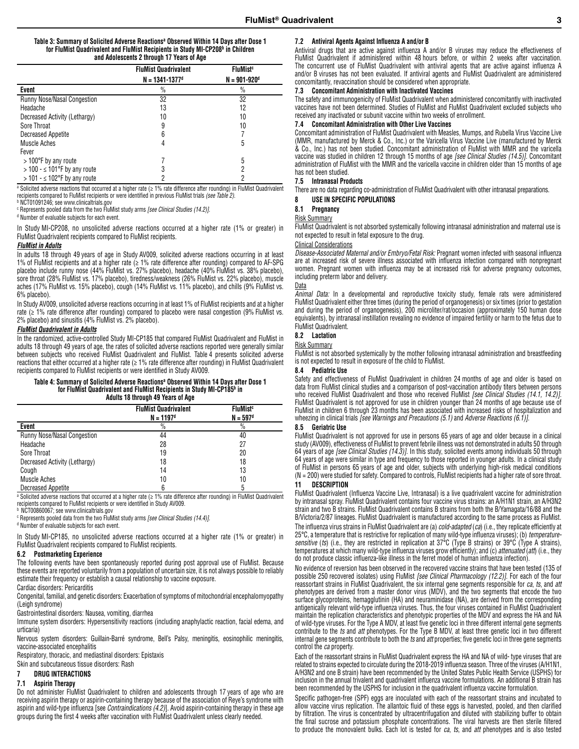**Table 3: Summary of Solicited Adverse Reactions[a] Observed Within 14 Days after Dose 1 for FluMist Quadrivalent and FluMist Recipients in Study MI-CP208[b] in Children and Adolescents 2 through 17 Years of Age**

| | FluMist Quadrivalent N = 1341-1377[d] | FluMist[c] N = 901-920[d] |
|---|---|---|
| Event | % | % |
| Runny Nose/Nasal Congestion | 32 | 32 |
| Headache | 13 | 12 |
| Decreased Activity (Lethargy) | 10 | 10 |
| Sore Throat | 9 | 10 |
| Decreased Appetite | 6 | 7 |
| Muscle Aches | 4 | 5 |
| Fever | | |
| > 100°F by any route | 7 | 5 |
| > 100 - ≤ 101°F by any route | 3 | 2 |
| > 101 - ≤ 102°F by any route | 2 | 2 |

[a] Solicited adverse reactions that occurred at a higher rate (≥ 1% rate difference after rounding) in FluMist Quadrivalent recipients compared to FluMist recipients or were identified in previous FluMist trials *(see Table 2)*.
[b] NCT01091246; see www.clinicaltrials.gov
[c] Represents pooled data from the two FluMist study arms *[see Clinical Studies (14.2)]*.
[d] Number of evaluable subjects for each event.

In Study MI-CP208, no unsolicited adverse reactions occurred at a higher rate (1% or greater) in FluMist Quadrivalent recipients compared to FluMist recipients.

***FluMist in Adults***

In adults 18 through 49 years of age in Study AV009, solicited adverse reactions occurring in at least 1% of FluMist recipients and at a higher rate (≥ 1% rate difference after rounding) compared to AF-SPG placebo include runny nose (44% FluMist vs. 27% placebo), headache (40% FluMist vs. 38% placebo), sore throat (28% FluMist vs. 17% placebo), tiredness/weakness (26% FluMist vs. 22% placebo), muscle aches (17% FluMist vs. 15% placebo), cough (14% FluMist vs. 11% placebo), and chills (9% FluMist vs. 6% placebo).

In Study AV009, unsolicited adverse reactions occurring in at least 1% of FluMist recipients and at a higher rate (≥ 1% rate difference after rounding) compared to placebo were nasal congestion (9% FluMist vs. 2% placebo) and sinusitis (4% FluMist vs. 2% placebo).

***FluMist Quadrivalent in Adults***

In the randomized, active-controlled Study MI-CP185 that compared FluMist Quadrivalent and FluMist in adults 18 through 49 years of age, the rates of solicited adverse reactions reported were generally similar between subjects who received FluMist Quadrivalent and FluMist. Table 4 presents solicited adverse reactions that either occurred at a higher rate (≥ 1% rate difference after rounding) in FluMist Quadrivalent recipients compared to FluMist recipients or were identified in Study AV009.

**Table 4: Summary of Solicited Adverse Reactions[a] Observed Within 14 Days after Dose 1 for FluMist Quadrivalent and FluMist Recipients in Study MI-CP185[b] in Adults 18 through 49 Years of Age**

| | FluMist Quadrivalent N = 1197[d] | FluMist[c] N = 597[d] |
|---|---|---|
| Event | % | % |
| Runny Nose/Nasal Congestion | 44 | 40 |
| Headache | 28 | 27 |
| Sore Throat | 19 | 20 |
| Decreased Activity (Lethargy) | 18 | 18 |
| Cough | 14 | 13 |
| Muscle Aches | 10 | 10 |
| Decreased Appetite | 6 | 5 |

[a] Solicited adverse reactions that occurred at a higher rate (≥ 1% rate difference after rounding) in FluMist Quadrivalent recipients compared to FluMist recipients or were identified in Study AV009.
[b] NCT00860067; see www.clinicaltrials.gov
[c] Represents pooled data from the two FluMist study arms *[see Clinical Studies (14.4)]*.
[d] Number of evaluable subjects for each event.

In Study MI-CP185, no unsolicited adverse reactions occurred at a higher rate (1% or greater) in FluMist Quadrivalent recipients compared to FluMist recipients.

### 6.2 Postmarketing Experience

The following events have been spontaneously reported during post approval use of FluMist. Because these events are reported voluntarily from a population of uncertain size, it is not always possible to reliably estimate their frequency or establish a causal relationship to vaccine exposure.

Cardiac disorders: Pericarditis

Congenital, familial, and genetic disorders: Exacerbation of symptoms of mitochondrial encephalomyopathy (Leigh syndrome)

Gastrointestinal disorders: Nausea, vomiting, diarrhea

Immune system disorders: Hypersensitivity reactions (including anaphylactic reaction, facial edema, and urticaria)

Nervous system disorders: Guillain-Barré syndrome, Bell's Palsy, meningitis, eosinophilic meningitis, vaccine-associated encephalitis

Respiratory, thoracic, and mediastinal disorders: Epistaxis

Skin and subcutaneous tissue disorders: Rash

## 7 DRUG INTERACTIONS

### 7.1 Aspirin Therapy

Do not administer FluMist Quadrivalent to children and adolescents through 17 years of age who are receiving aspirin therapy or aspirin-containing therapy because of the association of Reye's syndrome with aspirin and wild-type influenza [see *Contraindications (4.2)*]. Avoid aspirin-containing therapy in these age groups during the first 4 weeks after vaccination with FluMist Quadrivalent unless clearly needed.

### 7.2 Antiviral Agents Against Influenza A and/or B

Antiviral drugs that are active against influenza A and/or B viruses may reduce the effectiveness of FluMist Quadrivalent if administered within 48 hours before, or within 2 weeks after vaccination. The concurrent use of FluMist Quadrivalent with antiviral agents that are active against influenza A and/or B viruses has not been evaluated. If antiviral agents and FluMist Quadrivalent are administered concomitantly, revaccination should be considered when appropriate.

### 7.3 Concomitant Administration with Inactivated Vaccines

The safety and immunogenicity of FluMist Quadrivalent when administered concomitantly with inactivated vaccines have not been determined. Studies of FluMist and FluMist Quadrivalent excluded subjects who received any inactivated or subunit vaccine within two weeks of enrollment.

### 7.4 Concomitant Administration with Other Live Vaccines

Concomitant administration of FluMist Quadrivalent with Measles, Mumps, and Rubella Virus Vaccine Live (MMR, manufactured by Merck & Co., Inc.) or the Varicella Virus Vaccine Live (manufactured by Merck & Co., Inc.) has not been studied. Concomitant administration of FluMist with MMR and the varicella vaccine was studied in children 12 through 15 months of age *[see Clinical Studies (14.5)]*. Concomitant administration of FluMist with the MMR and the varicella vaccine in children older than 15 months of age has not been studied.

### 7.5 Intranasal Products

There are no data regarding co-administration of FluMist Quadrivalent with other intranasal preparations.

## 8 USE IN SPECIFIC POPULATIONS

### 8.1 Pregnancy

Risk Summary

FluMist Quadrivalent is not absorbed systemically following intranasal administration and maternal use is not expected to result in fetal exposure to the drug.

Clinical Considerations

*Disease-Associated Maternal and/or Embryo/Fetal Risk:* Pregnant women infected with seasonal influenza are at increased risk of severe illness associated with influenza infection compared with nonpregnant women. Pregnant women with influenza may be at increased risk for adverse pregnancy outcomes, including preterm labor and delivery.

Data

*Animal Data:* In a developmental and reproductive toxicity study, female rats were administered FluMist Quadrivalent either three times (during the period of organogenesis) or six times (prior to gestation and during the period of organogenesis), 200 microliter/rat/occasion (approximately 150 human dose equivalents), by intranasal instillation revealing no evidence of impaired fertility or harm to the fetus due to FluMist Quadrivalent.

### 8.2 Lactation

Risk Summary

FluMist is not absorbed systemically by the mother following intranasal administration and breastfeeding is not expected to result in exposure of the child to FluMist.

### 8.4 Pediatric Use

Safety and effectiveness of FluMist Quadrivalent in children 24 months of age and older is based on data from FluMist clinical studies and a comparison of post-vaccination antibody titers between persons who received FluMist Quadrivalent and those who received FluMist *[see Clinical Studies (14.1, 14.2)]*. FluMist Quadrivalent is not approved for use in children younger than 24 months of age because use of FluMist in children 6 through 23 months has been associated with increased risks of hospitalization and wheezing in clinical trials *[see Warnings and Precautions (5.1)* and *Adverse Reactions (6.1)]*.

### 8.5 Geriatric Use

FluMist Quadrivalent is not approved for use in persons 65 years of age and older because in a clinical study (AV009), effectiveness of FluMist to prevent febrile illness was not demonstrated in adults 50 through 64 years of age *[see Clinical Studies (14.3)]*. In this study, solicited events among individuals 50 through 64 years of age were similar in type and frequency to those reported in younger adults. In a clinical study of FluMist in persons 65 years of age and older, subjects with underlying high-risk medical conditions (N = 200) were studied for safety. Compared to controls, FluMist recipients had a higher rate of sore throat.

## 11 DESCRIPTION

FluMist Quadrivalent (Influenza Vaccine Live, Intranasal) is a live quadrivalent vaccine for administration by intranasal spray. FluMist Quadrivalent contains four vaccine virus strains: an A/H1N1 strain, an A/H3N2 strain and two B strains. FluMist Quadrivalent contains B strains from both the B/Yamagata/16/88 and the B/Victoria/2/87 lineages. FluMist Quadrivalent is manufactured according to the same process as FluMist.

The influenza virus strains in FluMist Quadrivalent are (a) *cold-adapted* (*ca*) (i.e., they replicate efficiently at 25°C, a temperature that is restrictive for replication of many wild-type influenza viruses); (b) *temperature-sensitive* (*ts*) (i.e., they are restricted in replication at 37°C (Type B strains) or 39°C (Type A strains), temperatures at which many wild-type influenza viruses grow efficiently); and (c) *attenuated* (*att*) (i.e., they do not produce classic influenza-like illness in the ferret model of human influenza infection).

No evidence of reversion has been observed in the recovered vaccine strains that have been tested (135 of possible 250 recovered isolates) using FluMist *[see Clinical Pharmacology (12.2)]*. For each of the four reassortant strains in FluMist Quadrivalent, the six internal gene segments responsible for *ca*, *ts*, and *att* phenotypes are derived from a master donor virus (MDV), and the two segments that encode the two surface glycoproteins, hemagglutinin (HA) and neuraminidase (NA), are derived from the corresponding antigenically relevant wild-type influenza viruses. Thus, the four viruses contained in FluMist Quadrivalent maintain the replication characteristics and phenotypic properties of the MDV and express the HA and NA of wild-type viruses. For the Type A MDV, at least five genetic loci in three different internal gene segments contribute to the *ts* and *att* phenotypes. For the Type B MDV, at least three genetic loci in two different internal gene segments contribute to both the *ts* and *att* properties; five genetic loci in three gene segments control the *ca* property.

Each of the reassortant strains in FluMist Quadrivalent express the HA and NA of wild- type viruses that are related to strains expected to circulate during the 2018-2019 influenza season. Three of the viruses (A/H1N1, A/H3N2 and one B strain) have been recommended by the United States Public Health Service (USPHS) for inclusion in the annual trivalent and quadrivalent influenza vaccine formulations. An additional B strain has been recommended by the USPHS for inclusion in the quadrivalent influenza vaccine formulation.

Specific pathogen-free (SPF) eggs are inoculated with each of the reassortant strains and incubated to allow vaccine virus replication. The allantoic fluid of these eggs is harvested, pooled, and then clarified by filtration. The virus is concentrated by ultracentrifugation and diluted with stabilizing buffer to obtain the final sucrose and potassium phosphate concentrations. The viral harvests are then sterile filtered to produce the monovalent bulks. Each lot is tested for *ca*, *ts*, and *att* phenotypes and is also tested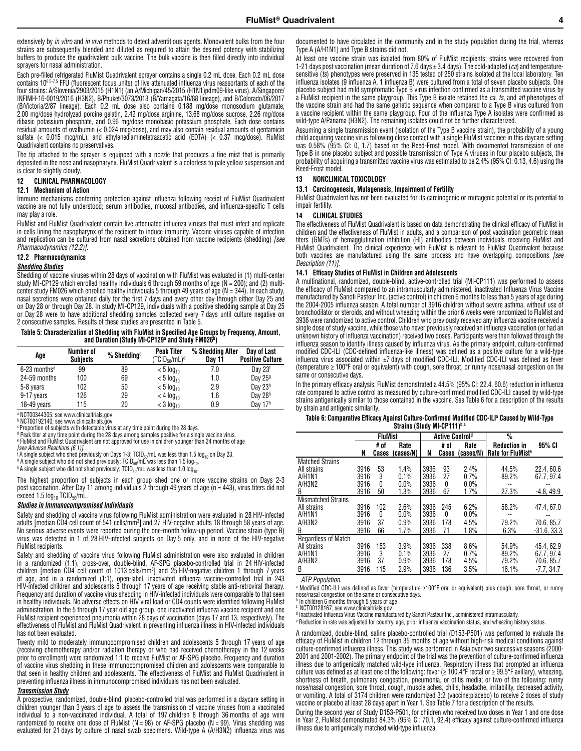extensively by *in vitro* and *in vivo* methods to detect adventitious agents. Monovalent bulks from the four strains are subsequently blended and diluted as required to attain the desired potency with stabilizing buffers to produce the quadrivalent bulk vaccine. The bulk vaccine is then filled directly into individual sprayers for nasal administration.

Each pre-filled refrigerated FluMist Quadrivalent sprayer contains a single 0.2 mL dose. Each 0.2 mL dose contains $10^{6.5-7.5}$ FFU (fluorescent focus units) of live attenuated influenza virus reassortants of each of the four strains: A/Slovenia/2903/2015 (H1N1) (an A/Michigan/45/2015 (H1N1)pdm09-like virus), A/Singapore/INFIMH-16-0019/2016 (H3N2), B/Phuket/3073/2013 (B/Yamagata/16/88 lineage), and B/Colorado/06/2017 (B/Victoria/2/87 lineage). Each 0.2 mL dose also contains 0.188 mg/dose monosodium glutamate, 2.00 mg/dose hydrolyzed porcine gelatin, 2.42 mg/dose arginine, 13.68 mg/dose sucrose, 2.26 mg/dose dibasic potassium phosphate, and 0.96 mg/dose monobasic potassium phosphate. Each dose contains residual amounts of ovalbumin (< 0.024 mcg/dose), and may also contain residual amounts of gentamicin sulfate (< 0.015 mcg/mL), and ethylenediaminetetraacetic acid (EDTA) (< 0.37 mcg/dose). FluMist Quadrivalent contains no preservatives.

The tip attached to the sprayer is equipped with a nozzle that produces a fine mist that is primarily deposited in the nose and nasopharynx. FluMist Quadrivalent is a colorless to pale yellow suspension and is clear to slightly cloudy.

## 12 CLINICAL PHARMACOLOGY

### 12.1 Mechanism of Action

Immune mechanisms conferring protection against influenza following receipt of FluMist Quadrivalent vaccine are not fully understood; serum antibodies, mucosal antibodies, and influenza-specific T cells may play a role.

FluMist and FluMist Quadrivalent contain live attenuated influenza viruses that must infect and replicate in cells lining the nasopharynx of the recipient to induce immunity. Vaccine viruses capable of infection and replication can be cultured from nasal secretions obtained from vaccine recipients (shedding) *[see Pharmacodynamics (12.2)]*.

### 12.2 Pharmacodynamics

***Shedding Studies***

Shedding of vaccine viruses within 28 days of vaccination with FluMist was evaluated in (1) multi-center study MI-CP129 which enrolled healthy individuals 6 through 59 months of age (N = 200); and (2) multi-center study FM026 which enrolled healthy individuals 5 through 49 years of age (N = 344). In each study, nasal secretions were obtained daily for the first 7 days and every other day through either Day 25 and on Day 28 or through Day 28. In study MI-CP129, individuals with a positive shedding sample at Day 25 or Day 28 were to have additional shedding samples collected every 7 days until culture negative on 2 consecutive samples. Results of these studies are presented in Table 5.

**Table 5: Characterization of Shedding with FluMist in Specified Age Groups by Frequency, Amount, and Duration (Study MI-CP129[a] and Study FM026[b])**

| Age | Number of Subjects | % Shedding[c] | Peak Titer ($TCID_{50}$/mL)[d] | % Shedding After Day 11 | Day of Last Positive Culture |
|---|---|---|---|---|---|
| 6-23 months[e] | 99 | 89 | $< 5 \log_{10}$ | 7.0 | Day 23[f] |
| 24-59 months | 100 | 69 | $< 5 \log_{10}$ | 1.0 | Day 25[g] |
| 5-8 years | 102 | 50 | $< 5 \log_{10}$ | 2.9 | Day 23[h] |
| 9-17 years | 126 | 29 | $< 4 \log_{10}$ | 1.6 | Day 28[h] |
| 18-49 years | 115 | 20 | $< 3 \log_{10}$ | 0.9 | Day 17[h] |

[a] NCT00344305; see www.clinicaltrials.gov
[b] NCT00192140; see www.clinicaltrials.gov
[c] Proportion of subjects with detectable virus at any time point during the 28 days.
[d] Peak titer at any time point during the 28 days among samples positive for a single vaccine virus.
[e] FluMist and FluMist Quadrivalent are not approved for use in children younger than 24 months of age *[see Adverse Reactions (6.1)]*.
[f] A single subject who shed previously on Days 1-3; $TCID_{50}$/mL was less than 1.5 $\log_{10}$ on Day 23.
[g] A single subject who did not shed previously; $TCID_{50}$/mL was less than 1.5 $\log_{10}$.
[h] A single subject who did not shed previously; $TCID_{50}$/mL was less than 1.0 $\log_{10}$.

The highest proportion of subjects in each group shed one or more vaccine strains on Days 2-3 post vaccination. After Day 11 among individuals 2 through 49 years of age (n = 443), virus titers did not exceed 1.5 $\log_{10}$ $TCID_{50}$/mL.

***Studies in Immunocompromised Individuals***

Safety and shedding of vaccine virus following FluMist administration were evaluated in 28 HIV-infected adults [median CD4 cell count of 541 cells/$mm^3$] and 27 HIV-negative adults 18 through 58 years of age. No serious adverse events were reported during the one-month follow-up period. Vaccine strain (type B) virus was detected in 1 of 28 HIV-infected subjects on Day 5 only, and in none of the HIV-negative FluMist recipients.

Safety and shedding of vaccine virus following FluMist administration were also evaluated in children in a randomized (1:1), cross-over, double-blind, AF-SPG placebo-controlled trial in 24 HIV-infected children [median CD4 cell count of 1013 cells/$mm^3$] and 25 HIV-negative children 1 through 7 years of age, and in a randomized (1:1), open-label, inactivated influenza vaccine-controlled trial in 243 HIV-infected children and adolescents 5 through 17 years of age receiving stable anti-retroviral therapy. Frequency and duration of vaccine virus shedding in HIV-infected individuals were comparable to that seen in healthy individuals. No adverse effects on HIV viral load or CD4 counts were identified following FluMist administration. In the 5 through 17 year old age group, one inactivated influenza vaccine recipient and one FluMist recipient experienced pneumonia within 28 days of vaccination (days 17 and 13, respectively). The effectiveness of FluMist and FluMist Quadrivalent in preventing influenza illness in HIV-infected individuals has not been evaluated.

Twenty mild to moderately immunocompromised children and adolescents 5 through 17 years of age (receiving chemotherapy and/or radiation therapy or who had received chemotherapy in the 12 weeks prior to enrollment) were randomized 1:1 to receive FluMist or AF-SPG placebo. Frequency and duration of vaccine virus shedding in these immunocompromised children and adolescents were comparable to that seen in healthy children and adolescents. The effectiveness of FluMist and FluMist Quadrivalent in preventing influenza illness in immunocompromised individuals has not been evaluated.

***Transmission Study***

A prospective, randomized, double-blind, placebo-controlled trial was performed in a daycare setting in children younger than 3 years of age to assess the transmission of vaccine viruses from a vaccinated individual to a non-vaccinated individual. A total of 197 children 8 through 36 months of age were randomized to receive one dose of FluMist (N = 98) or AF-SPG placebo (N = 99). Virus shedding was evaluated for 21 days by culture of nasal swab specimens. Wild-type A (A/H3N2) influenza virus was documented to have circulated in the community and in the study population during the trial, whereas Type A (A/H1N1) and Type B strains did not.

At least one vaccine strain was isolated from 80% of FluMist recipients; strains were recovered from 1-21 days post vaccination (mean duration of 7.6 days ± 3.4 days). The cold-adapted (*ca*) and temperature-sensitive (*ts*) phenotypes were preserved in 135 tested of 250 strains isolated at the local laboratory. Ten influenza isolates (9 influenza A, 1 influenza B) were cultured from a total of seven placebo subjects. One placebo subject had mild symptomatic Type B virus infection confirmed as a transmitted vaccine virus by a FluMist recipient in the same playgroup. This Type B isolate retained the *ca, ts,* and *att* phenotypes of the vaccine strain and had the same genetic sequence when compared to a Type B virus cultured from a vaccine recipient within the same playgroup. Four of the influenza Type A isolates were confirmed as wild-type A/Panama (H3N2). The remaining isolates could not be further characterized.

Assuming a single transmission event (isolation of the Type B vaccine strain), the probability of a young child acquiring vaccine virus following close contact with a single FluMist vaccinee in this daycare setting was 0.58% (95% CI: 0, 1.7) based on the Reed-Frost model. With documented transmission of one Type B in one placebo subject and possible transmission of Type A viruses in four placebo subjects, the probability of acquiring a transmitted vaccine virus was estimated to be 2.4% (95% CI: 0.13, 4.6) using the Reed-Frost model.

## 13 NONCLINICAL TOXICOLOGY

### 13.1 Carcinogenesis, Mutagenesis, Impairment of Fertility

FluMist Quadrivalent has not been evaluated for its carcinogenic or mutagenic potential or its potential to impair fertility.

## 14 CLINICAL STUDIES

The effectiveness of FluMist Quadrivalent is based on data demonstrating the clinical efficacy of FluMist in children and the effectiveness of FluMist in adults, and a comparison of post vaccination geometric mean titers (GMTs) of hemagglutination inhibition (HI) antibodies between individuals receiving FluMist and FluMist Quadrivalent. The clinical experience with FluMist is relevant to FluMist Quadrivalent because both vaccines are manufactured using the same process and have overlapping compositions *[see Description (11)]*.

### 14.1 Efficacy Studies of FluMist in Children and Adolescents

A multinational, randomized, double-blind, active-controlled trial (MI-CP111) was performed to assess the efficacy of FluMist compared to an intramuscularly administered, inactivated Influenza Virus Vaccine manufactured by Sanofi Pasteur Inc. (active control) in children 6 months to less than 5 years of age during the 2004-2005 influenza season. A total number of 3916 children without severe asthma, without use of bronchodilator or steroids, and without wheezing within the prior 6 weeks were randomized to FluMist and 3936 were randomized to active control. Children who previously received any influenza vaccine received a single dose of study vaccine, while those who never previously received an influenza vaccination (or had an unknown history of influenza vaccination) received two doses. Participants were then followed through the influenza season to identify illness caused by influenza virus. As the primary endpoint, culture-confirmed modified CDC-ILI (CDC-defined influenza-like illness) was defined as a positive culture for a wild-type influenza virus associated within ±7 days of modified CDC-ILI. Modified CDC-ILI was defined as fever (temperature ≥ 100°F oral or equivalent) with cough, sore throat, or runny nose/nasal congestion on the same or consecutive days.

In the primary efficacy analysis, FluMist demonstrated a 44.5% (95% CI: 22.4, 60.6) reduction in influenza rate compared to active control as measured by culture-confirmed modified CDC-ILI caused by wild-type strains antigenically similar to those contained in the vaccine. See Table 6 for a description of the results by strain and antigenic similarity.

**Table 6: Comparative Efficacy Against Culture-Confirmed Modified CDC-ILI[a] Caused by Wild-Type Strains (Study MI-CP111)[b,c]**

| | FluMist | | | Active Control[d] | | | % | |
|---|---|---|---|---|---|---|---|---|
| | N | # of Cases | Rate (cases/N) | N | # of Cases | Rate (cases/N) | Reduction in Rate for FluMist[e] | 95% CI |
| **Matched Strains** | | | | | | | | |
| All strains | 3916 | 53 | 1.4% | 3936 | 93 | 2.4% | 44.5% | 22.4, 60.6 |
| A/H1N1 | 3916 | 3 | 0.1% | 3936 | 27 | 0.7% | 89.2% | 67.7, 97.4 |
| A/H3N2 | 3916 | 0 | 0.0% | 3936 | 0 | 0.0% | -- | -- |
| B | 3916 | 50 | 1.3% | 3936 | 67 | 1.7% | 27.3% | -4.8, 49.9 |
| **Mismatched Strains** | | | | | | | | |
| All strains | 3916 | 102 | 2.6% | 3936 | 245 | 6.2% | 58.2% | 47.4, 67.0 |
| A/H1N1 | 3916 | 0 | 0.0% | 3936 | 0 | 0.0% | -- | -- |
| A/H3N2 | 3916 | 37 | 0.9% | 3936 | 178 | 4.5% | 79.2% | 70.6, 85.7 |
| B | 3916 | 66 | 1.7% | 3936 | 71 | 1.8% | 6.3% | -31.6, 33.3 |
| **Regardless of Match** | | | | | | | | |
| All strains | 3916 | 153 | 3.9% | 3936 | 338 | 8.6% | 54.9% | 45.4, 62.9 |
| A/H1N1 | 3916 | 3 | 0.1% | 3936 | 27 | 0.7% | 89.2% | 67.7, 97.4 |
| A/H3N2 | 3916 | 37 | 0.9% | 3936 | 178 | 4.5% | 79.2% | 70.6, 85.7 |
| B | 3916 | 115 | 2.9% | 3936 | 136 | 3.5% | 16.1% | -7.7, 34.7 |

*ATP Population.*

[a] Modified CDC-ILI was defined as fever (temperature ≥100°F oral or equivalent) plus cough, sore throat, or runny nose/nasal congestion on the same or consecutive days.
[b] In children 6 months through 5 years of age
[c] NCT00128167; see www.clinicaltrials.gov
[d] Inactivated Influenza Virus Vaccine manufactured by Sanofi Pasteur Inc., administered intramuscularly.
[e] Reduction in rate was adjusted for country, age, prior influenza vaccination status, and wheezing history status.

A randomized, double-blind, saline placebo-controlled trial (D153-P501) was performed to evaluate the efficacy of FluMist in children 12 through 35 months of age without high-risk medical conditions against culture-confirmed influenza illness. This study was performed in Asia over two successive seasons (2000-2001 and 2001-2002). The primary endpoint of the trial was the prevention of culture-confirmed influenza illness due to antigenically matched wild-type influenza. Respiratory illness that prompted an influenza culture was defined as at least one of the following: fever (≥ 100.4°F rectal or ≥ 99.5°F axillary), wheezing, shortness of breath, pulmonary congestion, pneumonia, or otitis media; or two of the following: runny nose/nasal congestion, sore throat, cough, muscle aches, chills, headache, irritability, decreased activity, or vomiting. A total of 3174 children were randomized 3:2 (vaccine:placebo) to receive 2 doses of study vaccine or placebo at least 28 days apart in Year 1. See Table 7 for a description of the results.

During the second year of Study D153-P501, for children who received two doses in Year 1 and one dose in Year 2, FluMist demonstrated 84.3% (95% CI: 70.1, 92.4) efficacy against culture-confirmed influenza illness due to antigenically matched wild-type influenza.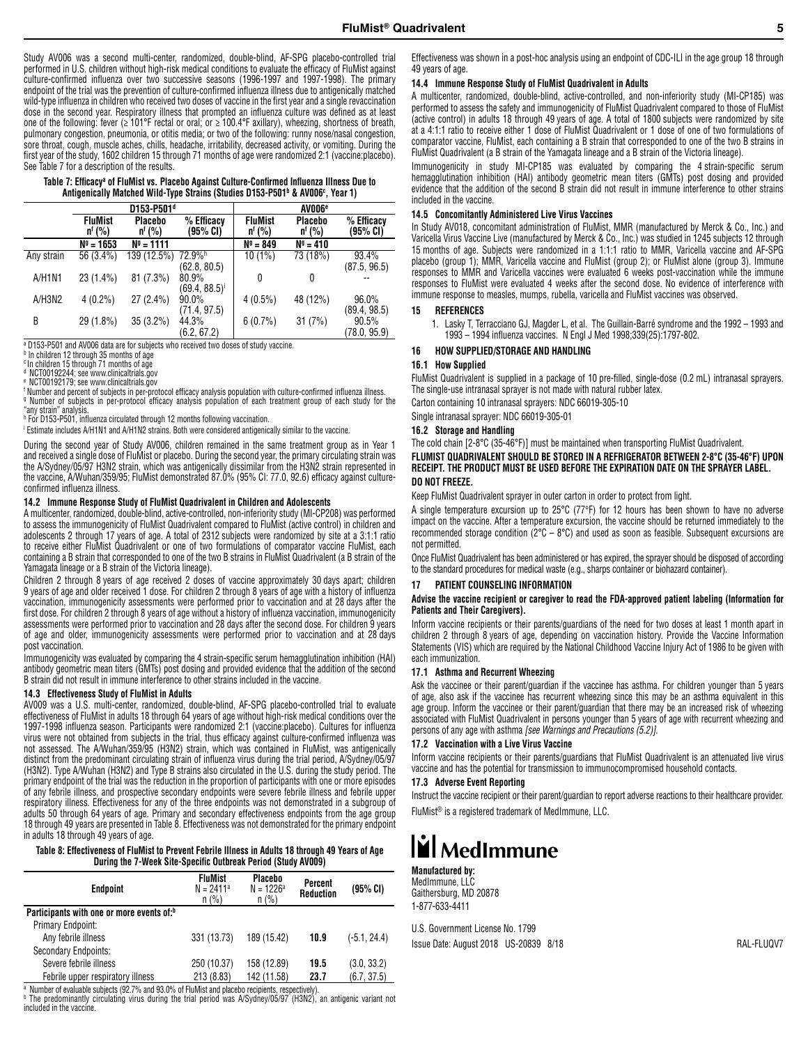Study AV006 was a second multi-center, randomized, double-blind, AF-SPG placebo-controlled trial performed in U.S. children without high-risk medical conditions to evaluate the efficacy of FluMist against culture-confirmed influenza over two successive seasons (1996-1997 and 1997-1998). The primary endpoint of the trial was the prevention of culture-confirmed influenza illness due to antigenically matched wild-type influenza in children who received two doses of vaccine in the first year and a single revaccination dose in the second year. Respiratory illness that prompted an influenza culture was defined as at least one of the following: fever (≥ 101°F rectal or oral; or ≥ 100.4°F axillary), wheezing, shortness of breath, pulmonary congestion, pneumonia, or otitis media; or two of the following: runny nose/nasal congestion, sore throat, cough, muscle aches, chills, headache, irritability, decreased activity, or vomiting. During the first year of the study, 1602 children 15 through 71 months of age were randomized 2:1 (vaccine:placebo). See Table 7 for a description of the results.

**Table 7: Efficacy[a] of FluMist vs. Placebo Against Culture-Confirmed Influenza Illness Due to Antigenically Matched Wild-Type Strains (Studies D153-P501[b] & AV006[c], Year 1)**

| | D153-P501[d] | | | AV006[e] | | |
|---|---|---|---|---|---|---|
| | FluMist n[f] (%) | Placebo n[f] (%) | % Efficacy (95% CI) | FluMist n[f] (%) | Placebo n[f] (%) | % Efficacy (95% CI) |
| | N[g] = 1653 | N[g] = 1111 | | N[g] = 849 | N[g] = 410 | |
| Any strain | 56 (3.4%) | 139 (12.5%) | 72.9%[h] (62.8, 80.5) | 10 (1%) | 73 (18%) | 93.4% (87.5, 96.5) |
| A/H1N1 | 23 (1.4%) | 81 (7.3%) | 80.9% (69.4, 88.5)[i] | 0 | 0 | -- |
| A/H3N2 | 4 (0.2%) | 27 (2.4%) | 90.0% (71.4, 97.5) | 4 (0.5%) | 48 (12%) | 96.0% (89.4, 98.5) |
| B | 29 (1.8%) | 35 (3.2%) | 44.3% (6.2, 67.2) | 6 (0.7%) | 31 (7%) | 90.5% (78.0, 95.9) |

[a] D153-P501 and AV006 data are for subjects who received two doses of study vaccine.
[b] In children 12 through 35 months of age
[c] In children 15 through 71 months of age
[d] NCT00192244; see www.clinicaltrials.gov
[e] NCT00192179; see www.clinicaltrials.gov
[f] Number and percent of subjects in per-protocol efficacy analysis population with culture-confirmed influenza illness.
[g] Number of subjects in per-protocol efficacy analysis population of each treatment group of each study for the "any strain" analysis.
[h] For D153-P501, influenza circulated through 12 months following vaccination.
[i] Estimate includes A/H1N1 and A/H1N2 strains. Both were considered antigenically similar to the vaccine.

During the second year of Study AV006, children remained in the same treatment group as in Year 1 and received a single dose of FluMist or placebo. During the second year, the primary circulating strain was the A/Sydney/05/97 H3N2 strain, which was antigenically dissimilar from the H3N2 strain represented in the vaccine, A/Wuhan/359/95; FluMist demonstrated 87.0% (95% CI: 77.0, 92.6) efficacy against culture-confirmed influenza illness.

### 14.2 Immune Response Study of FluMist Quadrivalent in Children and Adolescents

A multicenter, randomized, double-blind, active-controlled, non-inferiority study (MI-CP208) was performed to assess the immunogenicity of FluMist Quadrivalent compared to FluMist (active control) in children and adolescents 2 through 17 years of age. A total of 2312 subjects were randomized by site at a 3:1:1 ratio to receive either FluMist Quadrivalent or one of two formulations of comparator vaccine FluMist, each containing a B strain that corresponded to one of the two B strains in FluMist Quadrivalent (a B strain of the Yamagata lineage or a B strain of the Victoria lineage).

Children 2 through 8 years of age received 2 doses of vaccine approximately 30 days apart; children 9 years of age and older received 1 dose. For children 2 through 8 years of age with a history of influenza vaccination, immunogenicity assessments were performed prior to vaccination and at 28 days after the first dose. For children 2 through 8 years of age without a history of influenza vaccination, immunogenicity assessments were performed prior to vaccination and 28 days after the second dose. For children 9 years of age and older, immunogenicity assessments were performed prior to vaccination and at 28 days post vaccination.

Immunogenicity was evaluated by comparing the 4 strain-specific serum hemagglutination inhibition (HAI) antibody geometric mean titers (GMTs) post dosing and provided evidence that the addition of the second B strain did not result in immune interference to other strains included in the vaccine.

### 14.3 Effectiveness Study of FluMist in Adults

AV009 was a U.S. multi-center, randomized, double-blind, AF-SPG placebo-controlled trial to evaluate effectiveness of FluMist in adults 18 through 64 years of age without high-risk medical conditions over the 1997-1998 influenza season. Participants were randomized 2:1 (vaccine:placebo). Cultures for influenza virus were not obtained from subjects in the trial, thus efficacy against culture-confirmed influenza was not assessed. The A/Wuhan/359/95 (H3N2) strain, which was contained in FluMist, was antigenically distinct from the predominant circulating strain of influenza virus during the trial period, A/Sydney/05/97 (H3N2). Type A/Wuhan (H3N2) and Type B strains also circulated in the U.S. during the study period. The primary endpoint of the trial was the reduction in the proportion of participants with one or more episodes of any febrile illness, and prospective secondary endpoints were severe febrile illness and febrile upper respiratory illness. Effectiveness for any of the three endpoints was not demonstrated in a subgroup of adults 50 through 64 years of age. Primary and secondary effectiveness endpoints from the age group 18 through 49 years of age are presented in Table 8. Effectiveness was not demonstrated for the primary endpoint in adults 18 through 49 years of age.

**Table 8: Effectiveness of FluMist to Prevent Febrile Illness in Adults 18 through 49 Years of Age During the 7-Week Site-Specific Outbreak Period (Study AV009)**

| Endpoint | FluMist N = 2411[a] n (%) | Placebo N = 1226[a] n (%) | Percent Reduction | (95% CI) |
|---|---|---|---|---|
| **Participants with one or more events of:[b]** | | | | |
| Primary Endpoint: | | | | |
| Any febrile illness | 331 (13.73) | 189 (15.42) | **10.9** | (-5.1, 24.4) |
| Secondary Endpoints: | | | | |
| Severe febrile illness | 250 (10.37) | 158 (12.89) | **19.5** | (3.0, 33.2) |
| Febrile upper respiratory illness | 213 (8.83) | 142 (11.58) | **23.7** | (6.7, 37.5) |

[a] Number of evaluable subjects (92.7% and 93.0% of FluMist and placebo recipients, respectively).
[b] The predominantly circulating virus during the trial period was A/Sydney/05/97 (H3N2), an antigenic variant not included in the vaccine.

Effectiveness was shown in a post-hoc analysis using an endpoint of CDC-ILI in the age group 18 through 49 years of age.

### 14.4 Immune Response Study of FluMist Quadrivalent in Adults

A multicenter, randomized, double-blind, active-controlled, and non-inferiority study (MI-CP185) was performed to assess the safety and immunogenicity of FluMist Quadrivalent compared to those of FluMist (active control) in adults 18 through 49 years of age. A total of 1800 subjects were randomized by site at a 4:1:1 ratio to receive either 1 dose of FluMist Quadrivalent or 1 dose of one of two formulations of comparator vaccine, FluMist, each containing a B strain that corresponded to one of the two B strains in FluMist Quadrivalent (a B strain of the Yamagata lineage and a B strain of the Victoria lineage).

Immunogenicity in study MI-CP185 was evaluated by comparing the 4 strain-specific serum hemagglutination inhibition (HAI) antibody geometric mean titers (GMTs) post dosing and provided evidence that the addition of the second B strain did not result in immune interference to other strains included in the vaccine.

### 14.5 Concomitantly Administered Live Virus Vaccines

In Study AV018, concomitant administration of FluMist, MMR (manufactured by Merck & Co., Inc.) and Varicella Virus Vaccine Live (manufactured by Merck & Co., Inc.) was studied in 1245 subjects 12 through 15 months of age. Subjects were randomized in a 1:1:1 ratio to MMR, Varicella vaccine and AF-SPG placebo (group 1); MMR, Varicella vaccine and FluMist (group 2); or FluMist alone (group 3). Immune responses to MMR and Varicella vaccines were evaluated 6 weeks post-vaccination while the immune responses to FluMist were evaluated 4 weeks after the second dose. No evidence of interference with immune response to measles, mumps, rubella, varicella and FluMist vaccines was observed.

## 15 REFERENCES

1. Lasky T, Terracciano GJ, Magder L, et al. The Guillain-Barré syndrome and the 1992 – 1993 and 1993 – 1994 influenza vaccines. N Engl J Med 1998;339(25):1797-802.

## 16 HOW SUPPLIED/STORAGE AND HANDLING

### 16.1 How Supplied

FluMist Quadrivalent is supplied in a package of 10 pre-filled, single-dose (0.2 mL) intranasal sprayers. The single-use intranasal sprayer is not made with natural rubber latex.

Carton containing 10 intranasal sprayers: NDC 66019-305-10

Single intranasal sprayer: NDC 66019-305-01

### 16.2 Storage and Handling

The cold chain [2-8°C (35-46°F)] must be maintained when transporting FluMist Quadrivalent.

**FLUMIST QUADRIVALENT SHOULD BE STORED IN A REFRIGERATOR BETWEEN 2-8°C (35-46°F) UPON RECEIPT. THE PRODUCT MUST BE USED BEFORE THE EXPIRATION DATE ON THE SPRAYER LABEL.**

**DO NOT FREEZE.**

Keep FluMist Quadrivalent sprayer in outer carton in order to protect from light.

A single temperature excursion up to 25°C (77°F) for 12 hours has been shown to have no adverse impact on the vaccine. After a temperature excursion, the vaccine should be returned immediately to the recommended storage condition (2°C – 8°C) and used as soon as feasible. Subsequent excursions are not permitted.

Once FluMist Quadrivalent has been administered or has expired, the sprayer should be disposed of according to the standard procedures for medical waste (e.g., sharps container or biohazard container).

## 17 PATIENT COUNSELING INFORMATION

**Advise the vaccine recipient or caregiver to read the FDA-approved patient labeling (Information for Patients and Their Caregivers).**

Inform vaccine recipients or their parents/guardians of the need for two doses at least 1 month apart in children 2 through 8 years of age, depending on vaccination history. Provide the Vaccine Information Statements (VIS) which are required by the National Childhood Vaccine Injury Act of 1986 to be given with each immunization.

### 17.1 Asthma and Recurrent Wheezing

Ask the vaccinee or their parent/guardian if the vaccinee has asthma. For children younger than 5 years of age, also ask if the vaccinee has recurrent wheezing since this may be an asthma equivalent in this age group. Inform the vaccinee or their parent/guardian that there may be an increased risk of wheezing associated with FluMist Quadrivalent in persons younger than 5 years of age with recurrent wheezing and persons of any age with asthma *[see Warnings and Precautions (5.2)]*.

### 17.2 Vaccination with a Live Virus Vaccine

Inform vaccine recipients or their parents/guardians that FluMist Quadrivalent is an attenuated live virus vaccine and has the potential for transmission to immunocompromised household contacts.

### 17.3 Adverse Event Reporting

Instruct the vaccine recipient or their parent/guardian to report adverse reactions to their healthcare provider.

FluMist® is a registered trademark of MedImmune, LLC.

MedImmune

**Manufactured by:**
MedImmune, LLC
Gaithersburg, MD 20878
1-877-633-4411

U.S. Government License No. 1799

Issue Date: August 2018 US-20839 8/18 RAL-FLUQV7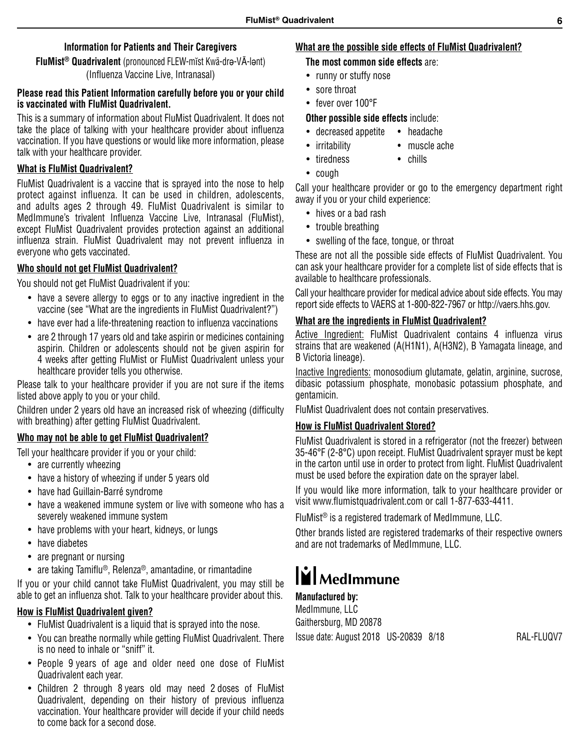## Information for Patients and Their Caregivers

**FluMist® Quadrivalent** (pronounced FLEW-mĭst Kwä-drə-VĀ-lənt)
(Influenza Vaccine Live, Intranasal)

**Please read this Patient Information carefully before you or your child is vaccinated with FluMist Quadrivalent.**

This is a summary of information about FluMist Quadrivalent. It does not take the place of talking with your healthcare provider about influenza vaccination. If you have questions or would like more information, please talk with your healthcare provider.

### What is FluMist Quadrivalent?

FluMist Quadrivalent is a vaccine that is sprayed into the nose to help protect against influenza. It can be used in children, adolescents, and adults ages 2 through 49. FluMist Quadrivalent is similar to MedImmune's trivalent Influenza Vaccine Live, Intranasal (FluMist), except FluMist Quadrivalent provides protection against an additional influenza strain. FluMist Quadrivalent may not prevent influenza in everyone who gets vaccinated.

### Who should not get FluMist Quadrivalent?

You should not get FluMist Quadrivalent if you:

- have a severe allergy to eggs or to any inactive ingredient in the vaccine (see "What are the ingredients in FluMist Quadrivalent?")
- have ever had a life-threatening reaction to influenza vaccinations
- are 2 through 17 years old and take aspirin or medicines containing aspirin. Children or adolescents should not be given aspirin for 4 weeks after getting FluMist or FluMist Quadrivalent unless your healthcare provider tells you otherwise.

Please talk to your healthcare provider if you are not sure if the items listed above apply to you or your child.

Children under 2 years old have an increased risk of wheezing (difficulty with breathing) after getting FluMist Quadrivalent.

### Who may not be able to get FluMist Quadrivalent?

Tell your healthcare provider if you or your child:

- are currently wheezing
- have a history of wheezing if under 5 years old
- have had Guillain-Barré syndrome
- have a weakened immune system or live with someone who has a severely weakened immune system
- have problems with your heart, kidneys, or lungs
- have diabetes
- are pregnant or nursing
- are taking Tamiflu®, Relenza®, amantadine, or rimantadine

If you or your child cannot take FluMist Quadrivalent, you may still be able to get an influenza shot. Talk to your healthcare provider about this.

### How is FluMist Quadrivalent given?

- FluMist Quadrivalent is a liquid that is sprayed into the nose.
- You can breathe normally while getting FluMist Quadrivalent. There is no need to inhale or "sniff" it.
- People 9 years of age and older need one dose of FluMist Quadrivalent each year.
- Children 2 through 8 years old may need 2 doses of FluMist Quadrivalent, depending on their history of previous influenza vaccination. Your healthcare provider will decide if your child needs to come back for a second dose.

### What are the possible side effects of FluMist Quadrivalent?

**The most common side effects** are:

- runny or stuffy nose
- sore throat
- fever over 100°F

**Other possible side effects** include:

- decreased appetite
- headache
- irritability
- muscle ache
- tiredness
- chills
- cough

Call your healthcare provider or go to the emergency department right away if you or your child experience:

- hives or a bad rash
- trouble breathing
- swelling of the face, tongue, or throat

These are not all the possible side effects of FluMist Quadrivalent. You can ask your healthcare provider for a complete list of side effects that is available to healthcare professionals.

Call your healthcare provider for medical advice about side effects. You may report side effects to VAERS at 1-800-822-7967 or http://vaers.hhs.gov.

### What are the ingredients in FluMist Quadrivalent?

Active Ingredient: FluMist Quadrivalent contains 4 influenza virus strains that are weakened (A(H1N1), A(H3N2), B Yamagata lineage, and B Victoria lineage).

Inactive Ingredients: monosodium glutamate, gelatin, arginine, sucrose, dibasic potassium phosphate, monobasic potassium phosphate, and gentamicin.

FluMist Quadrivalent does not contain preservatives.

### How is FluMist Quadrivalent Stored?

FluMist Quadrivalent is stored in a refrigerator (not the freezer) between 35-46°F (2-8°C) upon receipt. FluMist Quadrivalent sprayer must be kept in the carton until use in order to protect from light. FluMist Quadrivalent must be used before the expiration date on the sprayer label.

If you would like more information, talk to your healthcare provider or visit www.flumistquadrivalent.com or call 1-877-633-4411.

FluMist® is a registered trademark of MedImmune, LLC.

Other brands listed are registered trademarks of their respective owners and are not trademarks of MedImmune, LLC.

MedImmune

**Manufactured by:**
MedImmune, LLC
Gaithersburg, MD 20878
Issue date: August 2018 US-20839 8/18 RAL-FLUQV7